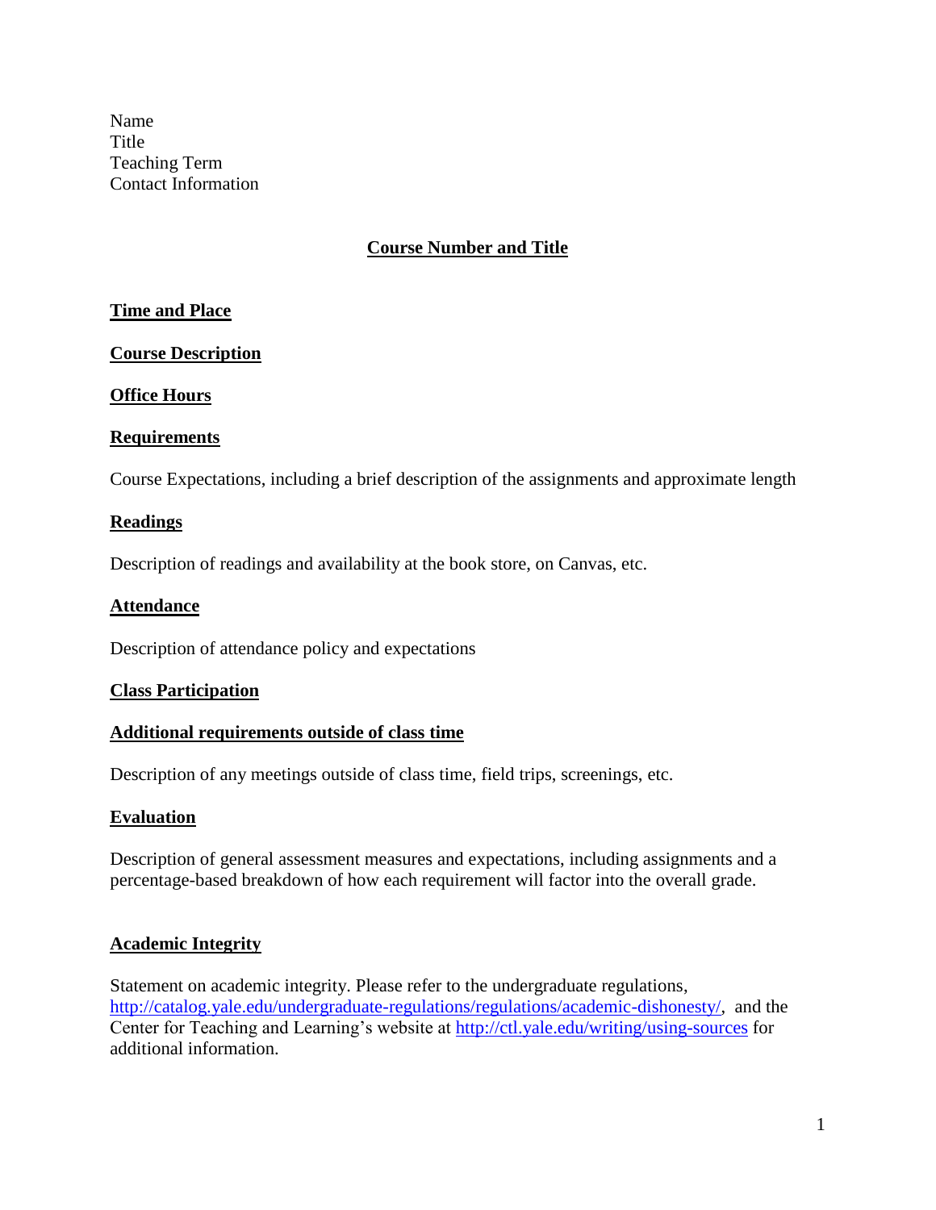Name
Title
Teaching Term
Contact Information

# Course Number and Title

## Time and Place

## Course Description

## Office Hours

## Requirements

Course Expectations, including a brief description of the assignments and approximate length

## Readings

Description of readings and availability at the book store, on Canvas, etc.

## Attendance

Description of attendance policy and expectations

## Class Participation

## Additional requirements outside of class time

Description of any meetings outside of class time, field trips, screenings, etc.

## Evaluation

Description of general assessment measures and expectations, including assignments and a percentage-based breakdown of how each requirement will factor into the overall grade.

## Academic Integrity

Statement on academic integrity. Please refer to the undergraduate regulations, [http://catalog.yale.edu/undergraduate-regulations/regulations/academic-dishonesty/](http://catalog.yale.edu/undergraduate-regulations/regulations/academic-dishonesty/), and the Center for Teaching and Learning's website at [http://ctl.yale.edu/writing/using-sources](http://ctl.yale.edu/writing/using-sources) for additional information.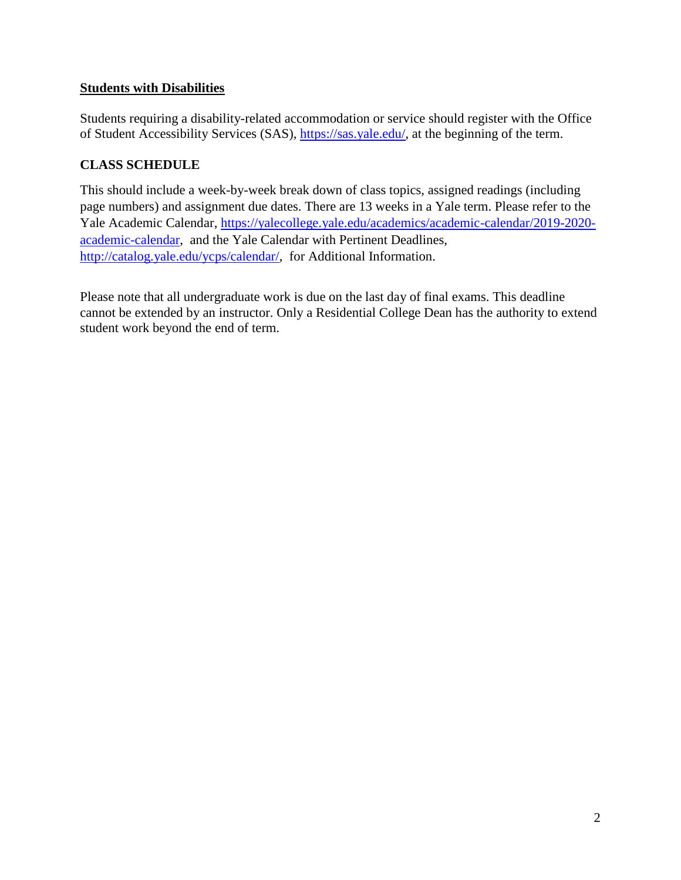**Students with Disabilities**

Students requiring a disability-related accommodation or service should register with the Office of Student Accessibility Services (SAS), https://sas.yale.edu/, at the beginning of the term.

**CLASS SCHEDULE**

This should include a week-by-week break down of class topics, assigned readings (including page numbers) and assignment due dates. There are 13 weeks in a Yale term. Please refer to the Yale Academic Calendar, https://yalecollege.yale.edu/academics/academic-calendar/2019-2020-academic-calendar, and the Yale Calendar with Pertinent Deadlines, http://catalog.yale.edu/ycps/calendar/, for Additional Information.

Please note that all undergraduate work is due on the last day of final exams. This deadline cannot be extended by an instructor. Only a Residential College Dean has the authority to extend student work beyond the end of term.